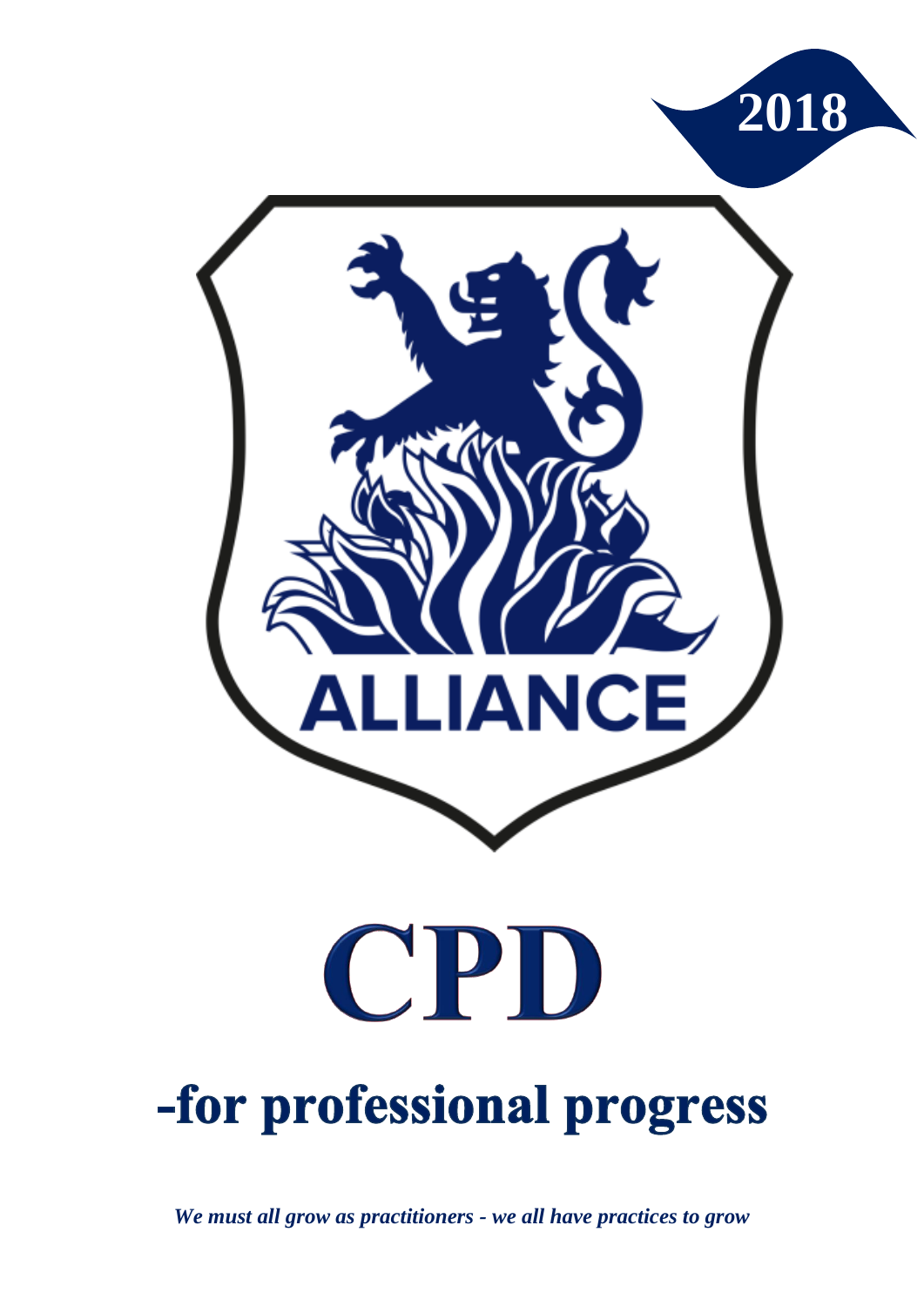2018

ALLIANCE

# CPD

## -for professional progress

***We must all grow as practitioners - we all have practices to grow***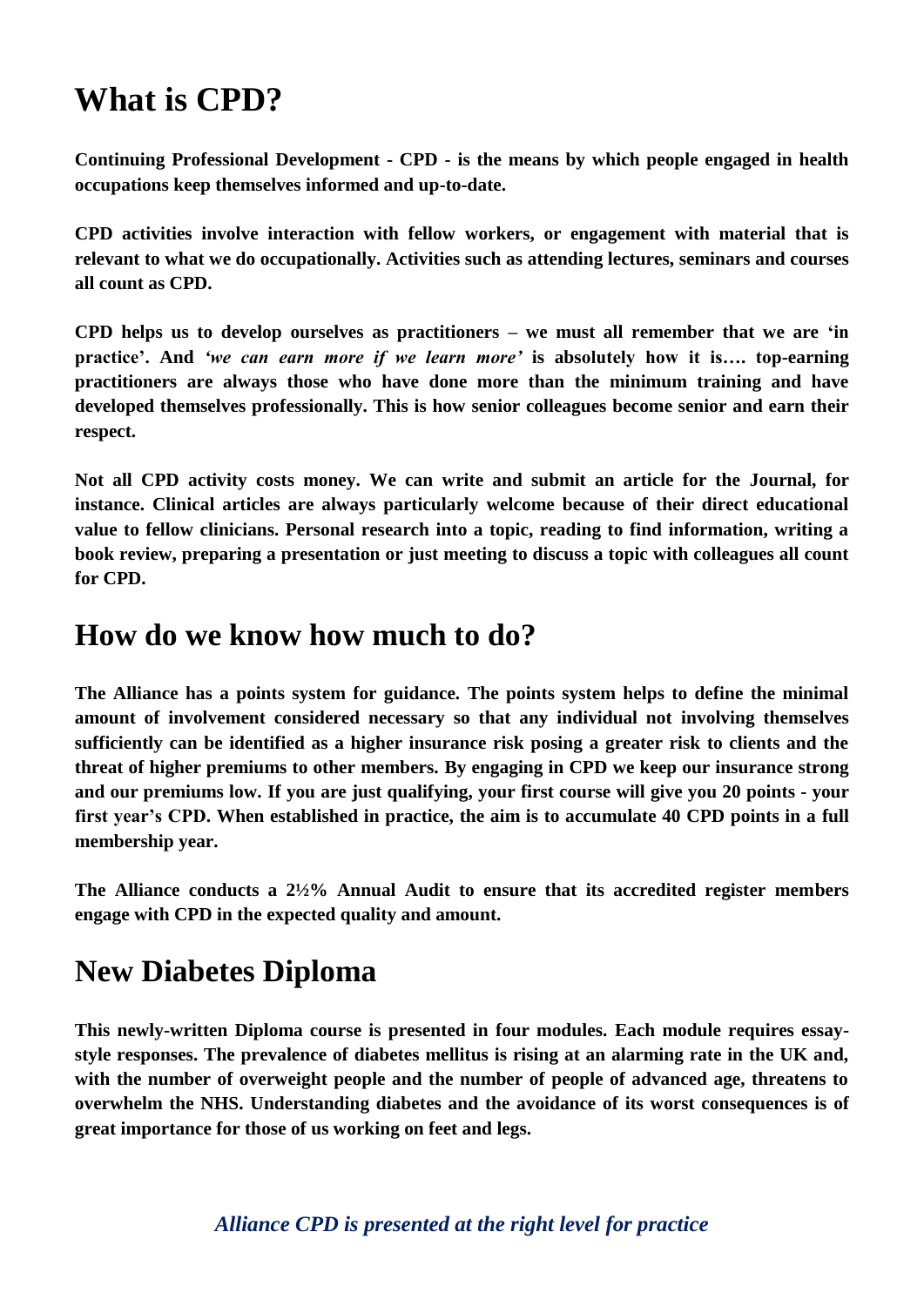# What is CPD?

**Continuing Professional Development - CPD - is the means by which people engaged in health occupations keep themselves informed and up-to-date.**

**CPD activities involve interaction with fellow workers, or engagement with material that is relevant to what we do occupationally. Activities such as attending lectures, seminars and courses all count as CPD.**

**CPD helps us to develop ourselves as practitioners – we must all remember that we are 'in practice'. And *'we can earn more if we learn more'* is absolutely how it is…. top-earning practitioners are always those who have done more than the minimum training and have developed themselves professionally. This is how senior colleagues become senior and earn their respect.**

**Not all CPD activity costs money. We can write and submit an article for the Journal, for instance. Clinical articles are always particularly welcome because of their direct educational value to fellow clinicians. Personal research into a topic, reading to find information, writing a book review, preparing a presentation or just meeting to discuss a topic with colleagues all count for CPD.**

## How do we know how much to do?

**The Alliance has a points system for guidance. The points system helps to define the minimal amount of involvement considered necessary so that any individual not involving themselves sufficiently can be identified as a higher insurance risk posing a greater risk to clients and the threat of higher premiums to other members. By engaging in CPD we keep our insurance strong and our premiums low. If you are just qualifying, your first course will give you 20 points - your first year's CPD. When established in practice, the aim is to accumulate 40 CPD points in a full membership year.**

**The Alliance conducts a 2½% Annual Audit to ensure that its accredited register members engage with CPD in the expected quality and amount.**

## New Diabetes Diploma

**This newly-written Diploma course is presented in four modules. Each module requires essay-style responses. The prevalence of diabetes mellitus is rising at an alarming rate in the UK and, with the number of overweight people and the number of people of advanced age, threatens to overwhelm the NHS. Understanding diabetes and the avoidance of its worst consequences is of great importance for those of us working on feet and legs.**

***Alliance CPD is presented at the right level for practice***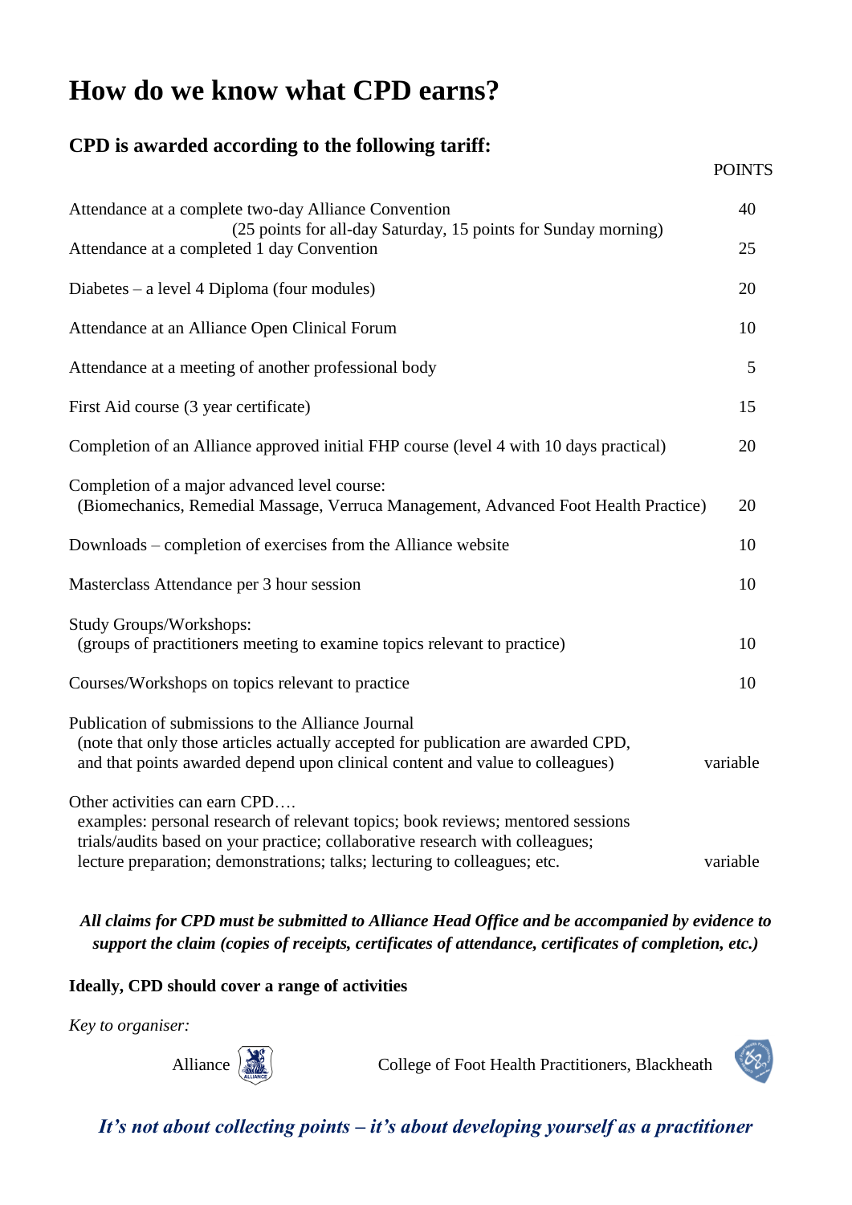# How do we know what CPD earns?

## CPD is awarded according to the following tariff:

| | POINTS |
|---|---|
| Attendance at a complete two-day Alliance Convention (25 points for all-day Saturday, 15 points for Sunday morning) | 40 |
| Attendance at a completed 1 day Convention | 25 |
| Diabetes – a level 4 Diploma (four modules) | 20 |
| Attendance at an Alliance Open Clinical Forum | 10 |
| Attendance at a meeting of another professional body | 5 |
| First Aid course (3 year certificate) | 15 |
| Completion of an Alliance approved initial FHP course (level 4 with 10 days practical) | 20 |
| Completion of a major advanced level course: (Biomechanics, Remedial Massage, Verruca Management, Advanced Foot Health Practice) | 20 |
| Downloads – completion of exercises from the Alliance website | 10 |
| Masterclass Attendance per 3 hour session | 10 |
| Study Groups/Workshops: (groups of practitioners meeting to examine topics relevant to practice) | 10 |
| Courses/Workshops on topics relevant to practice | 10 |
| Publication of submissions to the Alliance Journal (note that only those articles actually accepted for publication are awarded CPD, and that points awarded depend upon clinical content and value to colleagues) | variable |
| Other activities can earn CPD…. examples: personal research of relevant topics; book reviews; mentored sessions trials/audits based on your practice; collaborative research with colleagues; lecture preparation; demonstrations; talks; lecturing to colleagues; etc. | variable |

***All claims for CPD must be submitted to Alliance Head Office and be accompanied by evidence to support the claim (copies of receipts, certificates of attendance, certificates of completion, etc.)***

**Ideally, CPD should cover a range of activities**

*Key to organiser:*

Alliance

College of Foot Health Practitioners, Blackheath

***It's not about collecting points – it's about developing yourself as a practitioner***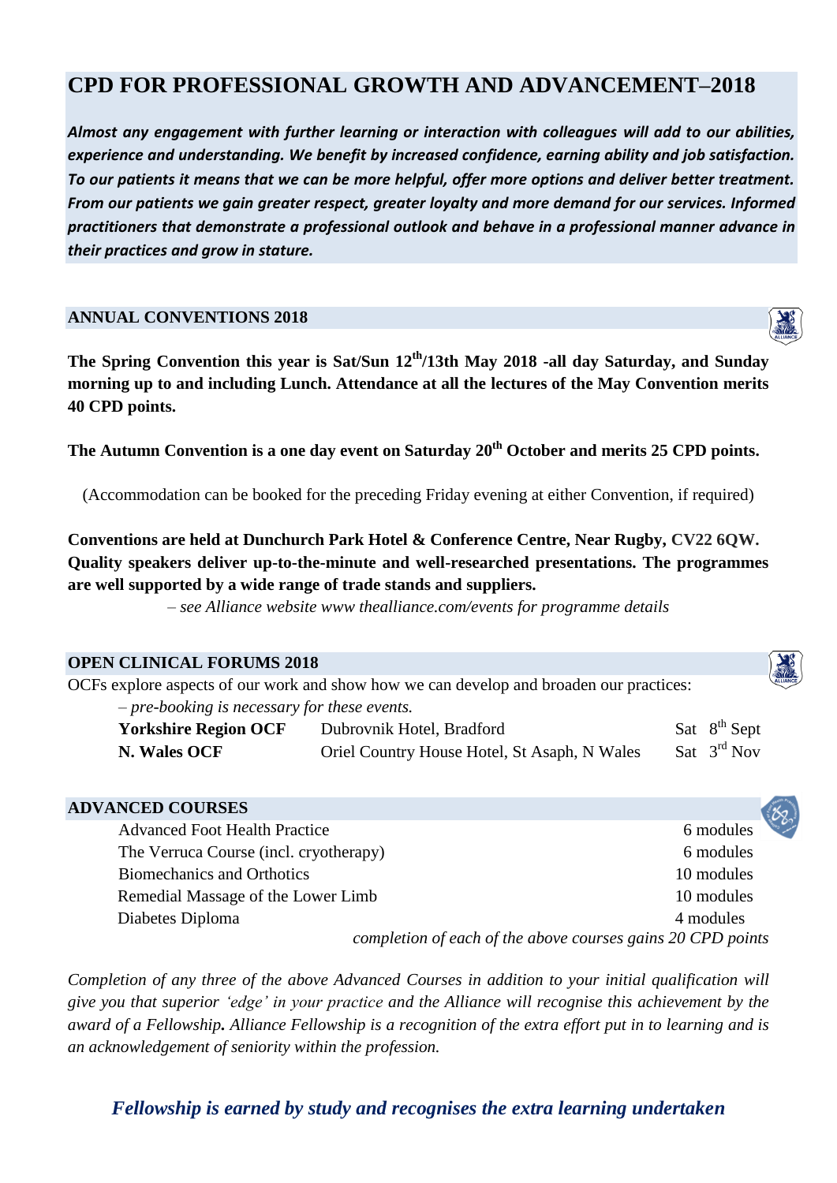# CPD FOR PROFESSIONAL GROWTH AND ADVANCEMENT–2018

***Almost any engagement with further learning or interaction with colleagues will add to our abilities, experience and understanding. We benefit by increased confidence, earning ability and job satisfaction. To our patients it means that we can be more helpful, offer more options and deliver better treatment. From our patients we gain greater respect, greater loyalty and more demand for our services. Informed practitioners that demonstrate a professional outlook and behave in a professional manner advance in their practices and grow in stature.***

## ANNUAL CONVENTIONS 2018

**The Spring Convention this year is Sat/Sun 12th/13th May 2018 -all day Saturday, and Sunday morning up to and including Lunch. Attendance at all the lectures of the May Convention merits 40 CPD points.**

**The Autumn Convention is a one day event on Saturday 20th October and merits 25 CPD points.**

(Accommodation can be booked for the preceding Friday evening at either Convention, if required)

**Conventions are held at Dunchurch Park Hotel & Conference Centre, Near Rugby, CV22 6QW. Quality speakers deliver up-to-the-minute and well-researched presentations. The programmes are well supported by a wide range of trade stands and suppliers.**

*– see Alliance website www thealliance.com/events for programme details*

## OPEN CLINICAL FORUMS 2018

OCFs explore aspects of our work and show how we can develop and broaden our practices:

*– pre-booking is necessary for these events.*

| | | |
|---|---|---|
| **Yorkshire Region OCF** | Dubrovnik Hotel, Bradford | Sat 8th Sept |
| **N. Wales OCF** | Oriel Country House Hotel, St Asaph, N Wales | Sat 3rd Nov |

## ADVANCED COURSES

| | |
|---|---|
| Advanced Foot Health Practice | 6 modules |
| The Verruca Course (incl. cryotherapy) | 6 modules |
| Biomechanics and Orthotics | 10 modules |
| Remedial Massage of the Lower Limb | 10 modules |
| Diabetes Diploma | 4 modules |

*completion of each of the above courses gains 20 CPD points*

*Completion of any three of the above Advanced Courses in addition to your initial qualification will give you that superior 'edge' in your practice and the Alliance will recognise this achievement by the award of a Fellowship. Alliance Fellowship is a recognition of the extra effort put in to learning and is an acknowledgement of seniority within the profession.*

***Fellowship is earned by study and recognises the extra learning undertaken***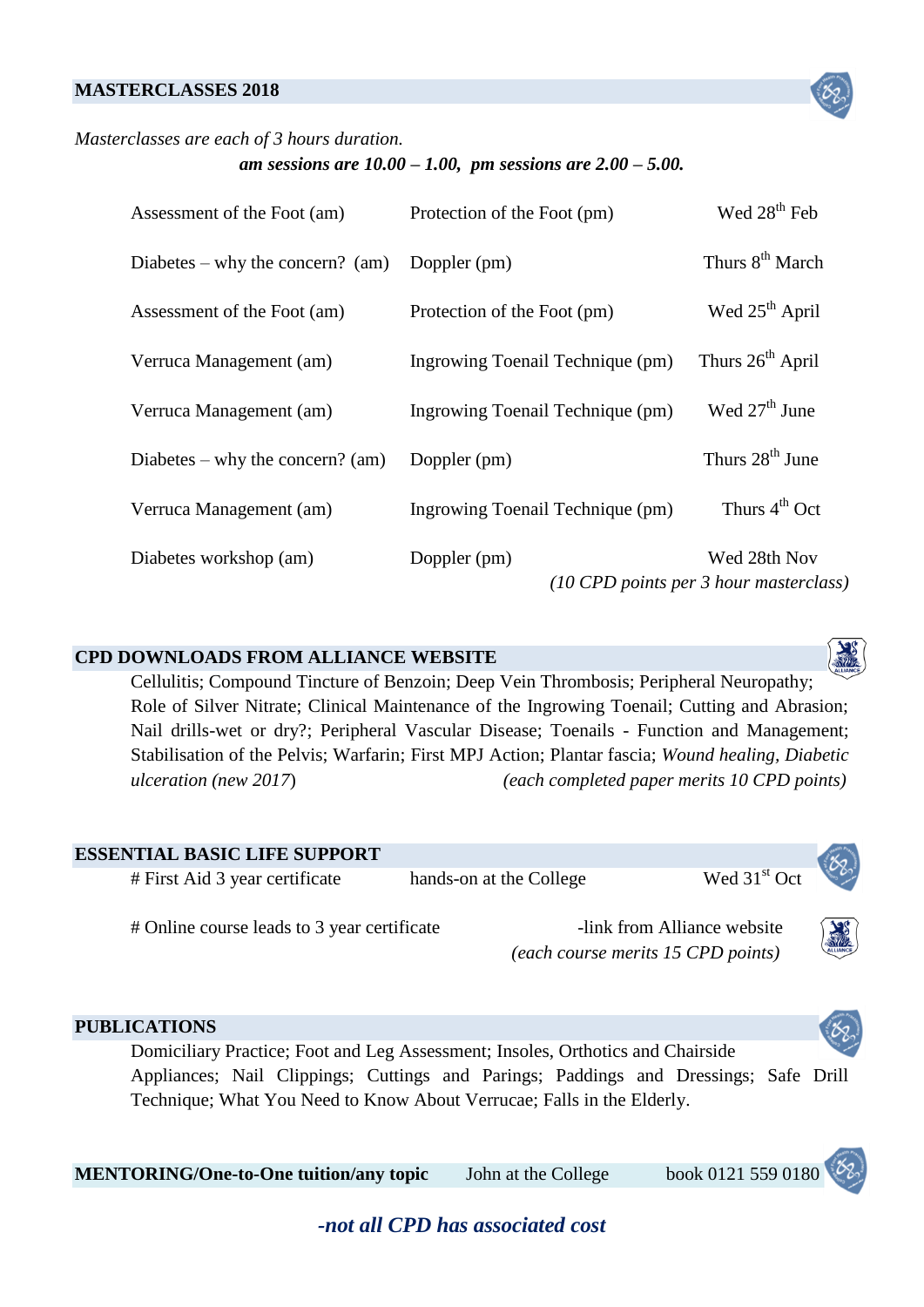## MASTERCLASSES 2018

*Masterclasses are each of 3 hours duration.*

***am sessions are 10.00 – 1.00, pm sessions are 2.00 – 5.00.***

| | | |
|---|---|---|
| Assessment of the Foot (am) | Protection of the Foot (pm) | Wed 28th Feb |
| Diabetes – why the concern? (am) | Doppler (pm) | Thurs 8th March |
| Assessment of the Foot (am) | Protection of the Foot (pm) | Wed 25th April |
| Verruca Management (am) | Ingrowing Toenail Technique (pm) | Thurs 26th April |
| Verruca Management (am) | Ingrowing Toenail Technique (pm) | Wed 27th June |
| Diabetes – why the concern? (am) | Doppler (pm) | Thurs 28th June |
| Verruca Management (am) | Ingrowing Toenail Technique (pm) | Thurs 4th Oct |
| Diabetes workshop (am) | Doppler (pm) | Wed 28th Nov |

*(10 CPD points per 3 hour masterclass)*

## CPD DOWNLOADS FROM ALLIANCE WEBSITE

Cellulitis; Compound Tincture of Benzoin; Deep Vein Thrombosis; Peripheral Neuropathy; Role of Silver Nitrate; Clinical Maintenance of the Ingrowing Toenail; Cutting and Abrasion; Nail drills-wet or dry?; Peripheral Vascular Disease; Toenails - Function and Management; Stabilisation of the Pelvis; Warfarin; First MPJ Action; Plantar fascia; *Wound healing, Diabetic ulceration (new 2017)* *(each completed paper merits 10 CPD points)*

## ESSENTIAL BASIC LIFE SUPPORT

| | | |
|---|---|---|
| # First Aid 3 year certificate | hands-on at the College | Wed 31st Oct |
| # Online course leads to 3 year certificate | -link from Alliance website | |

*(each course merits 15 CPD points)*

## PUBLICATIONS

Domiciliary Practice; Foot and Leg Assessment; Insoles, Orthotics and Chairside Appliances; Nail Clippings; Cuttings and Parings; Paddings and Dressings; Safe Drill Technique; What You Need to Know About Verrucae; Falls in the Elderly.

**MENTORING/One-to-One tuition/any topic** John at the College book 0121 559 0180

***-not all CPD has associated cost***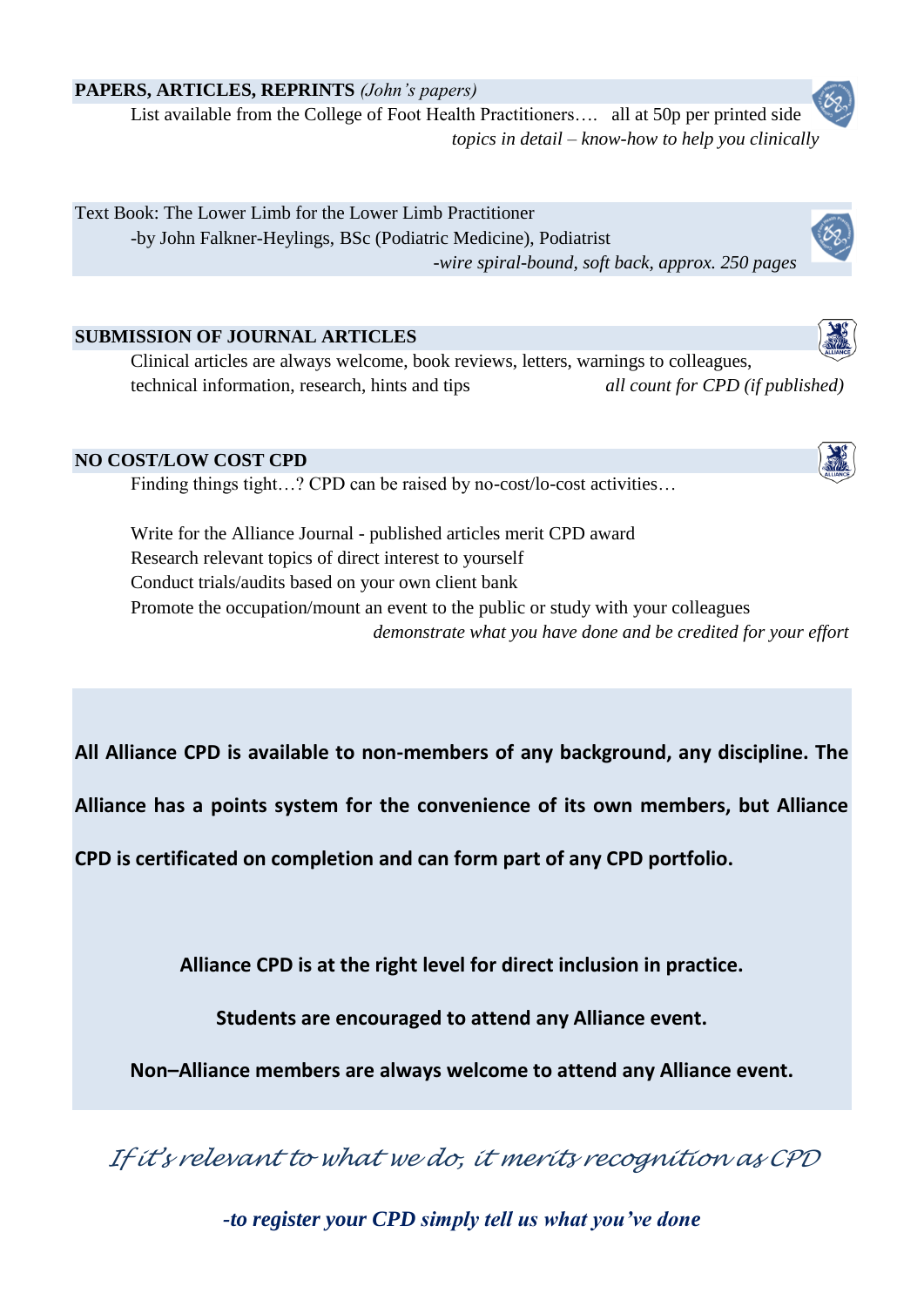**PAPERS, ARTICLES, REPRINTS** *(John's papers)*

List available from the College of Foot Health Practitioners…. all at 50p per printed side

*topics in detail – know-how to help you clinically*

Text Book: The Lower Limb for the Lower Limb Practitioner

-by John Falkner-Heylings, BSc (Podiatric Medicine), Podiatrist

*-wire spiral-bound, soft back, approx. 250 pages*

**SUBMISSION OF JOURNAL ARTICLES**

Clinical articles are always welcome, book reviews, letters, warnings to colleagues, technical information, research, hints and tips *all count for CPD (if published)*

**NO COST/LOW COST CPD**

Finding things tight…? CPD can be raised by no-cost/lo-cost activities…

Write for the Alliance Journal - published articles merit CPD award
Research relevant topics of direct interest to yourself
Conduct trials/audits based on your own client bank
Promote the occupation/mount an event to the public or study with your colleagues

*demonstrate what you have done and be credited for your effort*

**All Alliance CPD is available to non-members of any background, any discipline. The Alliance has a points system for the convenience of its own members, but Alliance CPD is certificated on completion and can form part of any CPD portfolio.**

**Alliance CPD is at the right level for direct inclusion in practice.**

**Students are encouraged to attend any Alliance event.**

**Non–Alliance members are always welcome to attend any Alliance event.**

*If it's relevant to what we do, it merits recognition as CPD*

***-to register your CPD simply tell us what you've done***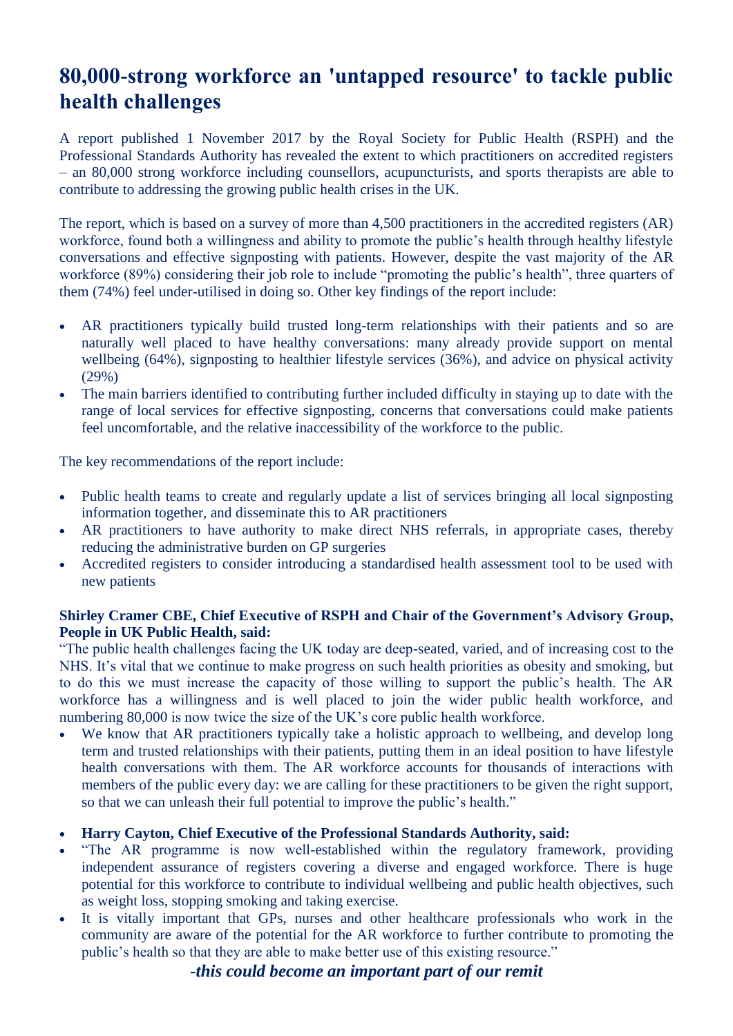# 80,000-strong workforce an 'untapped resource' to tackle public health challenges

A report published 1 November 2017 by the Royal Society for Public Health (RSPH) and the Professional Standards Authority has revealed the extent to which practitioners on accredited registers – an 80,000 strong workforce including counsellors, acupuncturists, and sports therapists are able to contribute to addressing the growing public health crises in the UK.

The report, which is based on a survey of more than 4,500 practitioners in the accredited registers (AR) workforce, found both a willingness and ability to promote the public's health through healthy lifestyle conversations and effective signposting with patients. However, despite the vast majority of the AR workforce (89%) considering their job role to include "promoting the public's health", three quarters of them (74%) feel under-utilised in doing so. Other key findings of the report include:

- AR practitioners typically build trusted long-term relationships with their patients and so are naturally well placed to have healthy conversations: many already provide support on mental wellbeing (64%), signposting to healthier lifestyle services (36%), and advice on physical activity (29%)
- The main barriers identified to contributing further included difficulty in staying up to date with the range of local services for effective signposting, concerns that conversations could make patients feel uncomfortable, and the relative inaccessibility of the workforce to the public.

The key recommendations of the report include:

- Public health teams to create and regularly update a list of services bringing all local signposting information together, and disseminate this to AR practitioners
- AR practitioners to have authority to make direct NHS referrals, in appropriate cases, thereby reducing the administrative burden on GP surgeries
- Accredited registers to consider introducing a standardised health assessment tool to be used with new patients

**Shirley Cramer CBE, Chief Executive of RSPH and Chair of the Government's Advisory Group, People in UK Public Health, said:**

"The public health challenges facing the UK today are deep-seated, varied, and of increasing cost to the NHS. It's vital that we continue to make progress on such health priorities as obesity and smoking, but to do this we must increase the capacity of those willing to support the public's health. The AR workforce has a willingness and is well placed to join the wider public health workforce, and numbering 80,000 is now twice the size of the UK's core public health workforce.

- We know that AR practitioners typically take a holistic approach to wellbeing, and develop long term and trusted relationships with their patients, putting them in an ideal position to have lifestyle health conversations with them. The AR workforce accounts for thousands of interactions with members of the public every day: we are calling for these practitioners to be given the right support, so that we can unleash their full potential to improve the public's health."

- **Harry Cayton, Chief Executive of the Professional Standards Authority, said:**
- "The AR programme is now well-established within the regulatory framework, providing independent assurance of registers covering a diverse and engaged workforce. There is huge potential for this workforce to contribute to individual wellbeing and public health objectives, such as weight loss, stopping smoking and taking exercise.
- It is vitally important that GPs, nurses and other healthcare professionals who work in the community are aware of the potential for the AR workforce to further contribute to promoting the public's health so that they are able to make better use of this existing resource."

***-this could become an important part of our remit***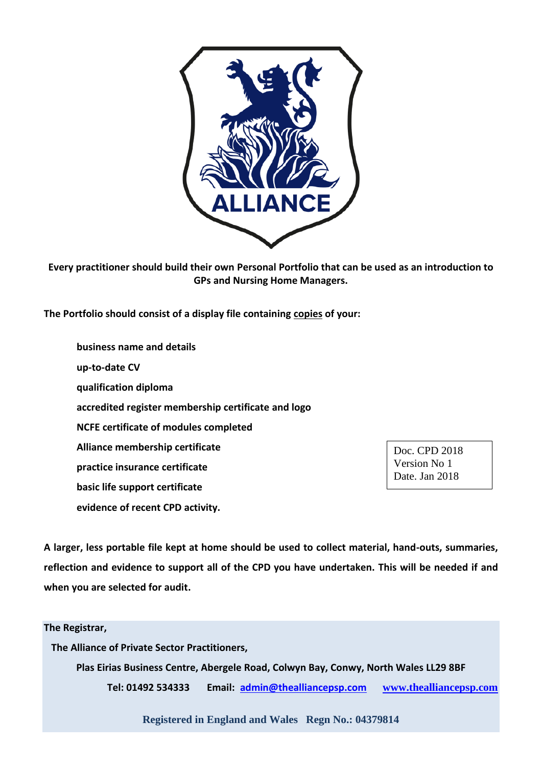**Every practitioner should build their own Personal Portfolio that can be used as an introduction to GPs and Nursing Home Managers.**

**The Portfolio should consist of a display file containing copies of your:**

- **business name and details**
- **up-to-date CV**
- **qualification diploma**
- **accredited register membership certificate and logo**
- **NCFE certificate of modules completed**
- **Alliance membership certificate**
- **practice insurance certificate**
- **basic life support certificate**
- **evidence of recent CPD activity.**

Doc. CPD 2018
Version No 1
Date. Jan 2018

**A larger, less portable file kept at home should be used to collect material, hand-outs, summaries, reflection and evidence to support all of the CPD you have undertaken. This will be needed if and when you are selected for audit.**

**The Registrar,**

**The Alliance of Private Sector Practitioners,**

**Plas Eirias Business Centre, Abergele Road, Colwyn Bay, Conwy, North Wales LL29 8BF**

**Tel: 01492 534333 Email: admin@thealliancepsp.com www.thealliancepsp.com**

**Registered in England and Wales Regn No.: 04379814**